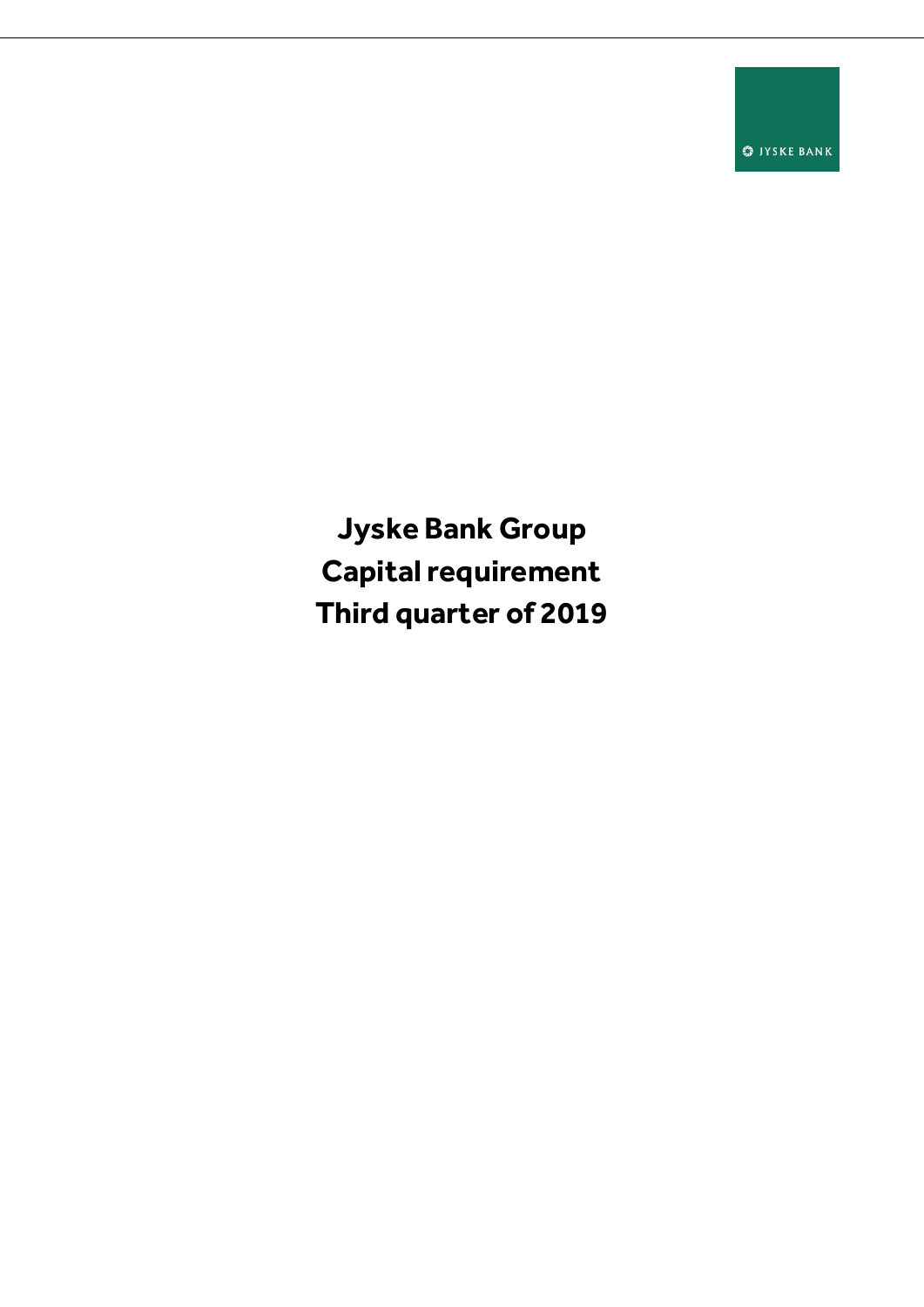JYSKE BANK

# Jyske Bank Group
# Capital requirement
# Third quarter of 2019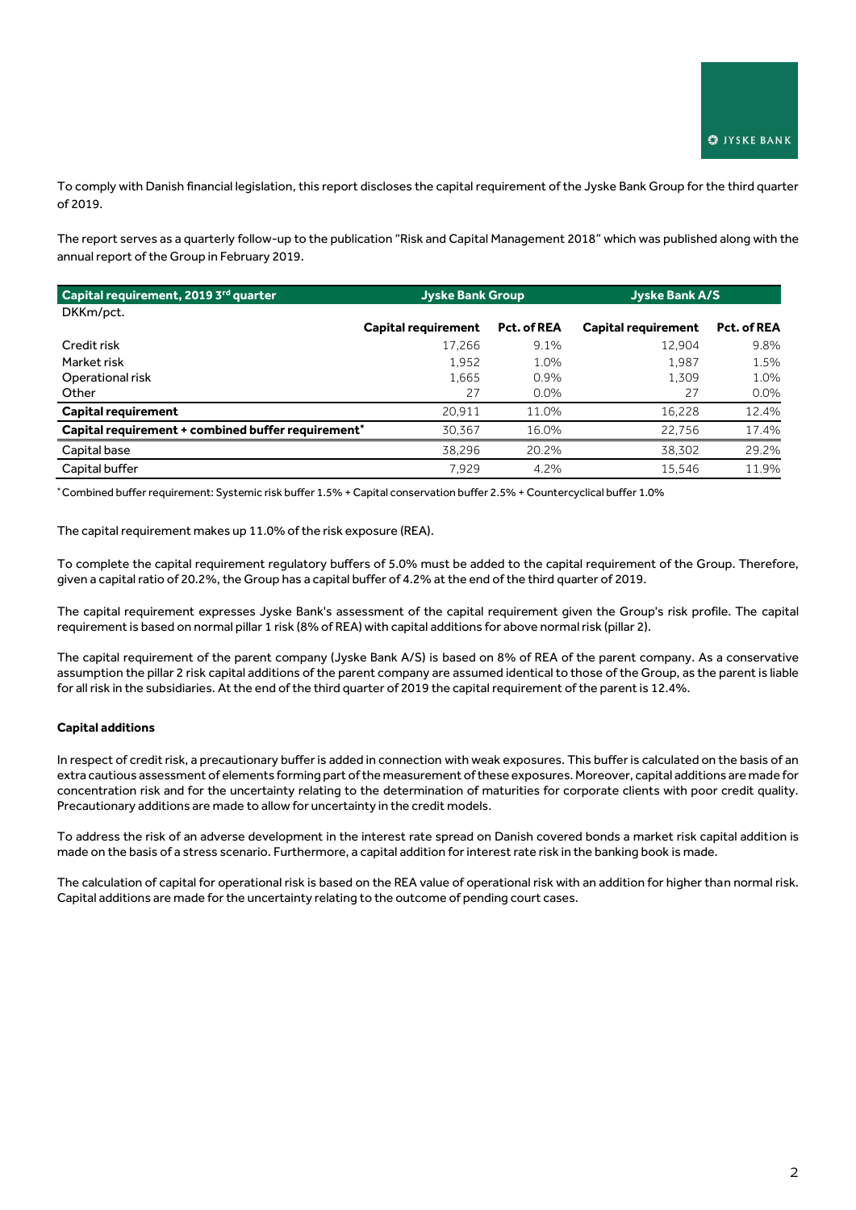To comply with Danish financial legislation, this report discloses the capital requirement of the Jyske Bank Group for the third quarter of 2019.

The report serves as a quarterly follow-up to the publication "Risk and Capital Management 2018" which was published along with the annual report of the Group in February 2019.

| Capital requirement, 2019 3rd quarter | Jyske Bank Group | | Jyske Bank A/S | |
|---|---|---|---|---|
| DKKm/pct. | Capital requirement | Pct. of REA | Capital requirement | Pct. of REA |
| Credit risk | 17,266 | 9.1% | 12,904 | 9.8% |
| Market risk | 1,952 | 1.0% | 1,987 | 1.5% |
| Operational risk | 1,665 | 0.9% | 1,309 | 1.0% |
| Other | 27 | 0.0% | 27 | 0.0% |
| **Capital requirement** | 20,911 | 11.0% | 16,228 | 12.4% |
| **Capital requirement + combined buffer requirement*** | 30,367 | 16.0% | 22,756 | 17.4% |
| Capital base | 38,296 | 20.2% | 38,302 | 29.2% |
| Capital buffer | 7,929 | 4.2% | 15,546 | 11.9% |

*Combined buffer requirement: Systemic risk buffer 1.5% + Capital conservation buffer 2.5% + Countercyclical buffer 1.0%

The capital requirement makes up 11.0% of the risk exposure (REA).

To complete the capital requirement regulatory buffers of 5.0% must be added to the capital requirement of the Group. Therefore, given a capital ratio of 20.2%, the Group has a capital buffer of 4.2% at the end of the third quarter of 2019.

The capital requirement expresses Jyske Bank's assessment of the capital requirement given the Group's risk profile. The capital requirement is based on normal pillar 1 risk (8% of REA) with capital additions for above normal risk (pillar 2).

The capital requirement of the parent company (Jyske Bank A/S) is based on 8% of REA of the parent company. As a conservative assumption the pillar 2 risk capital additions of the parent company are assumed identical to those of the Group, as the parent is liable for all risk in the subsidiaries. At the end of the third quarter of 2019 the capital requirement of the parent is 12.4%.

**Capital additions**

In respect of credit risk, a precautionary buffer is added in connection with weak exposures. This buffer is calculated on the basis of an extra cautious assessment of elements forming part of the measurement of these exposures. Moreover, capital additions are made for concentration risk and for the uncertainty relating to the determination of maturities for corporate clients with poor credit quality. Precautionary additions are made to allow for uncertainty in the credit models.

To address the risk of an adverse development in the interest rate spread on Danish covered bonds a market risk capital addition is made on the basis of a stress scenario. Furthermore, a capital addition for interest rate risk in the banking book is made.

The calculation of capital for operational risk is based on the REA value of operational risk with an addition for higher than normal risk. Capital additions are made for the uncertainty relating to the outcome of pending court cases.